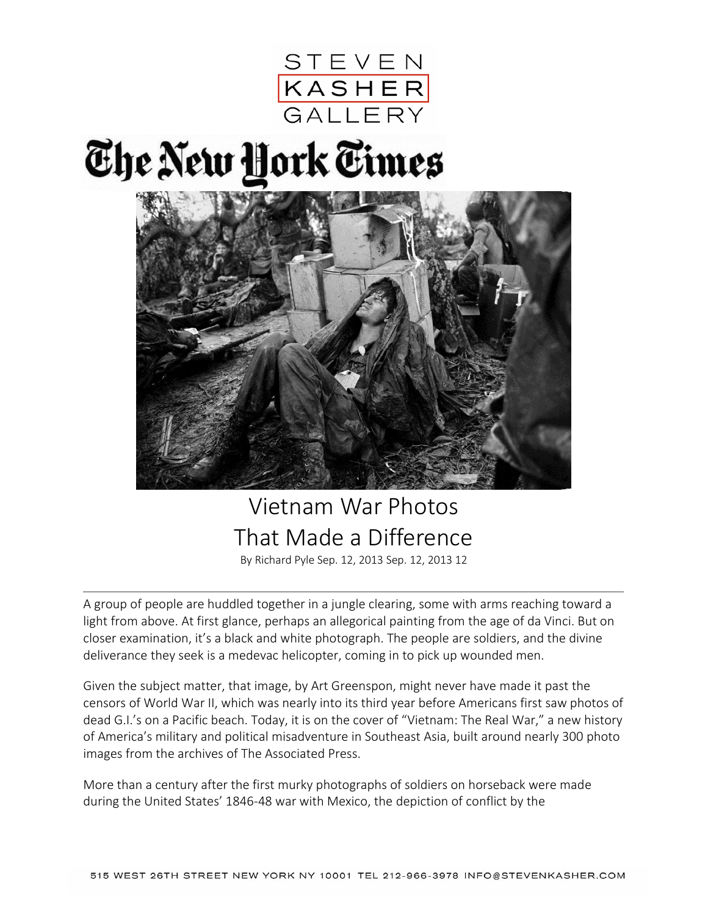STEVEN KASHER GALLERY

The New York Times

# Vietnam War Photos That Made a Difference

By Richard Pyle Sep. 12, 2013 Sep. 12, 2013 12

A group of people are huddled together in a jungle clearing, some with arms reaching toward a light from above. At first glance, perhaps an allegorical painting from the age of da Vinci. But on closer examination, it's a black and white photograph. The people are soldiers, and the divine deliverance they seek is a medevac helicopter, coming in to pick up wounded men.

Given the subject matter, that image, by Art Greenspon, might never have made it past the censors of World War II, which was nearly into its third year before Americans first saw photos of dead G.I.'s on a Pacific beach. Today, it is on the cover of "Vietnam: The Real War," a new history of America's military and political misadventure in Southeast Asia, built around nearly 300 photo images from the archives of The Associated Press.

More than a century after the first murky photographs of soldiers on horseback were made during the United States' 1846-48 war with Mexico, the depiction of conflict by the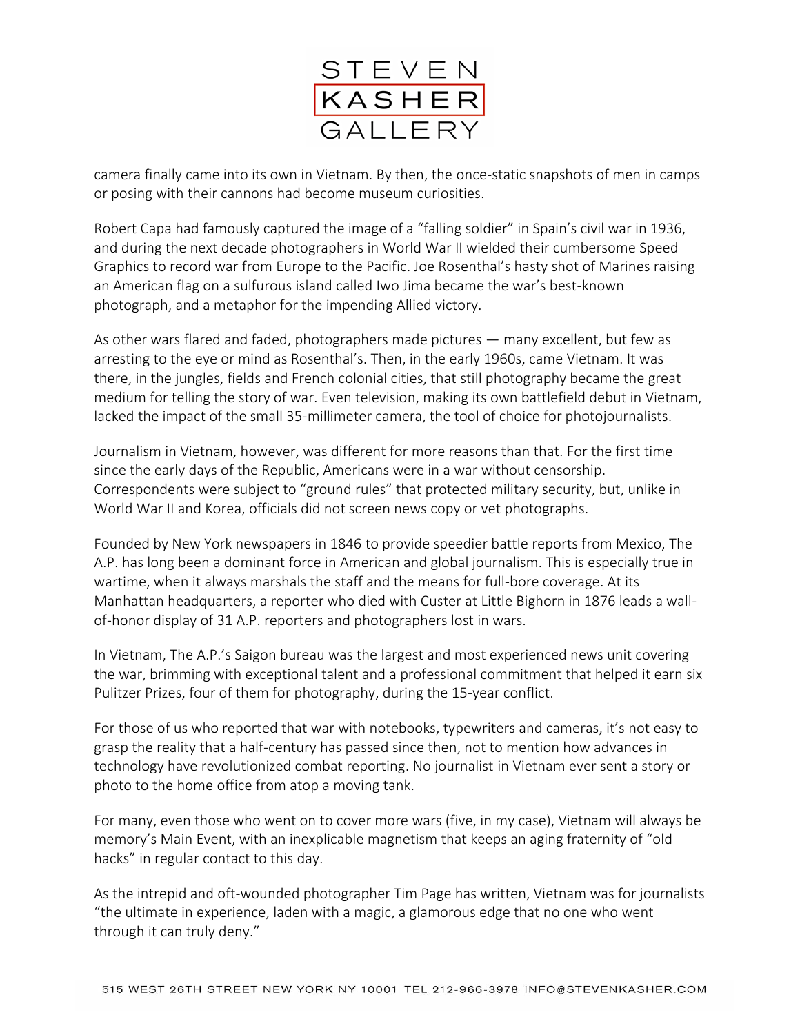camera finally came into its own in Vietnam. By then, the once-static snapshots of men in camps or posing with their cannons had become museum curiosities.

Robert Capa had famously captured the image of a "falling soldier" in Spain's civil war in 1936, and during the next decade photographers in World War II wielded their cumbersome Speed Graphics to record war from Europe to the Pacific. Joe Rosenthal's hasty shot of Marines raising an American flag on a sulfurous island called Iwo Jima became the war's best-known photograph, and a metaphor for the impending Allied victory.

As other wars flared and faded, photographers made pictures — many excellent, but few as arresting to the eye or mind as Rosenthal's. Then, in the early 1960s, came Vietnam. It was there, in the jungles, fields and French colonial cities, that still photography became the great medium for telling the story of war. Even television, making its own battlefield debut in Vietnam, lacked the impact of the small 35-millimeter camera, the tool of choice for photojournalists.

Journalism in Vietnam, however, was different for more reasons than that. For the first time since the early days of the Republic, Americans were in a war without censorship. Correspondents were subject to "ground rules" that protected military security, but, unlike in World War II and Korea, officials did not screen news copy or vet photographs.

Founded by New York newspapers in 1846 to provide speedier battle reports from Mexico, The A.P. has long been a dominant force in American and global journalism. This is especially true in wartime, when it always marshals the staff and the means for full-bore coverage. At its Manhattan headquarters, a reporter who died with Custer at Little Bighorn in 1876 leads a wall-of-honor display of 31 A.P. reporters and photographers lost in wars.

In Vietnam, The A.P.'s Saigon bureau was the largest and most experienced news unit covering the war, brimming with exceptional talent and a professional commitment that helped it earn six Pulitzer Prizes, four of them for photography, during the 15-year conflict.

For those of us who reported that war with notebooks, typewriters and cameras, it's not easy to grasp the reality that a half-century has passed since then, not to mention how advances in technology have revolutionized combat reporting. No journalist in Vietnam ever sent a story or photo to the home office from atop a moving tank.

For many, even those who went on to cover more wars (five, in my case), Vietnam will always be memory's Main Event, with an inexplicable magnetism that keeps an aging fraternity of "old hacks" in regular contact to this day.

As the intrepid and oft-wounded photographer Tim Page has written, Vietnam was for journalists "the ultimate in experience, laden with a magic, a glamorous edge that no one who went through it can truly deny."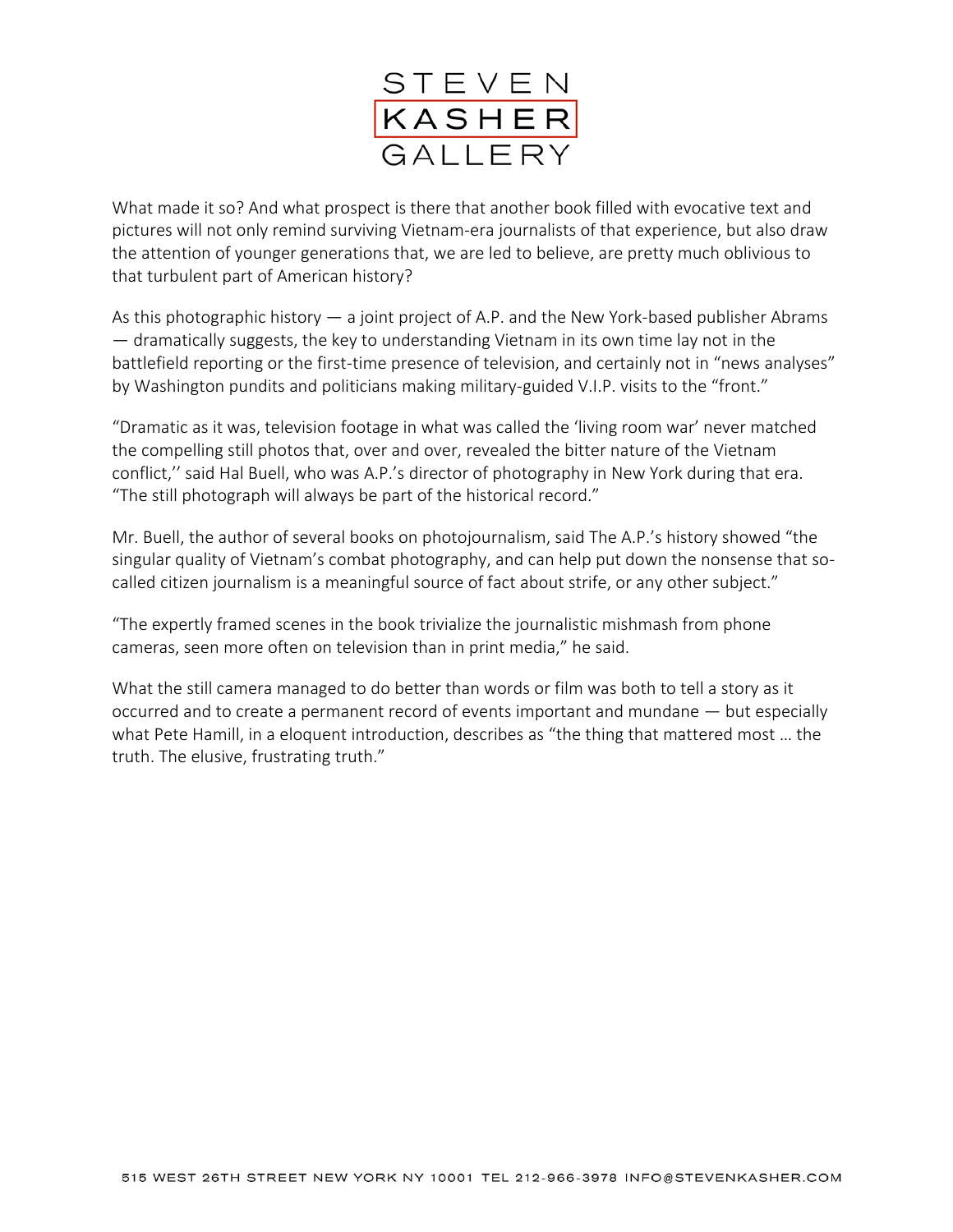What made it so? And what prospect is there that another book filled with evocative text and pictures will not only remind surviving Vietnam-era journalists of that experience, but also draw the attention of younger generations that, we are led to believe, are pretty much oblivious to that turbulent part of American history?

As this photographic history — a joint project of A.P. and the New York-based publisher Abrams — dramatically suggests, the key to understanding Vietnam in its own time lay not in the battlefield reporting or the first-time presence of television, and certainly not in "news analyses" by Washington pundits and politicians making military-guided V.I.P. visits to the "front."

"Dramatic as it was, television footage in what was called the 'living room war' never matched the compelling still photos that, over and over, revealed the bitter nature of the Vietnam conflict,'' said Hal Buell, who was A.P.'s director of photography in New York during that era. "The still photograph will always be part of the historical record."

Mr. Buell, the author of several books on photojournalism, said The A.P.'s history showed "the singular quality of Vietnam's combat photography, and can help put down the nonsense that so-called citizen journalism is a meaningful source of fact about strife, or any other subject."

"The expertly framed scenes in the book trivialize the journalistic mishmash from phone cameras, seen more often on television than in print media," he said.

What the still camera managed to do better than words or film was both to tell a story as it occurred and to create a permanent record of events important and mundane — but especially what Pete Hamill, in a eloquent introduction, describes as "the thing that mattered most … the truth. The elusive, frustrating truth."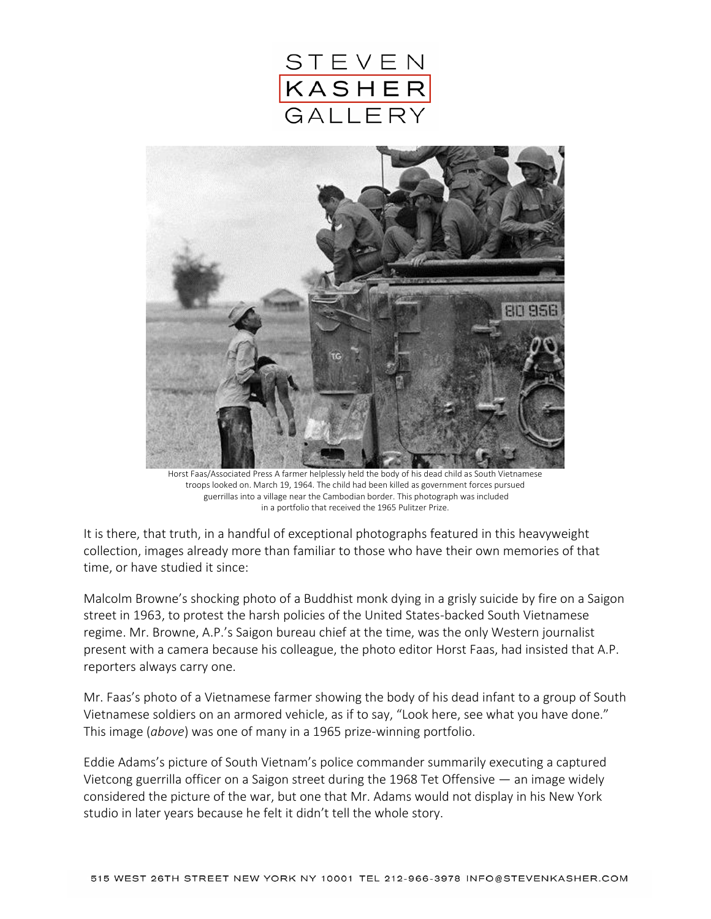Horst Faas/Associated Press A farmer helplessly held the body of his dead child as South Vietnamese troops looked on. March 19, 1964. The child had been killed as government forces pursued guerrillas into a village near the Cambodian border. This photograph was included in a portfolio that received the 1965 Pulitzer Prize.

It is there, that truth, in a handful of exceptional photographs featured in this heavyweight collection, images already more than familiar to those who have their own memories of that time, or have studied it since:

Malcolm Browne's shocking photo of a Buddhist monk dying in a grisly suicide by fire on a Saigon street in 1963, to protest the harsh policies of the United States-backed South Vietnamese regime. Mr. Browne, A.P.'s Saigon bureau chief at the time, was the only Western journalist present with a camera because his colleague, the photo editor Horst Faas, had insisted that A.P. reporters always carry one.

Mr. Faas's photo of a Vietnamese farmer showing the body of his dead infant to a group of South Vietnamese soldiers on an armored vehicle, as if to say, "Look here, see what you have done." This image (*above*) was one of many in a 1965 prize-winning portfolio.

Eddie Adams's picture of South Vietnam's police commander summarily executing a captured Vietcong guerrilla officer on a Saigon street during the 1968 Tet Offensive — an image widely considered the picture of the war, but one that Mr. Adams would not display in his New York studio in later years because he felt it didn't tell the whole story.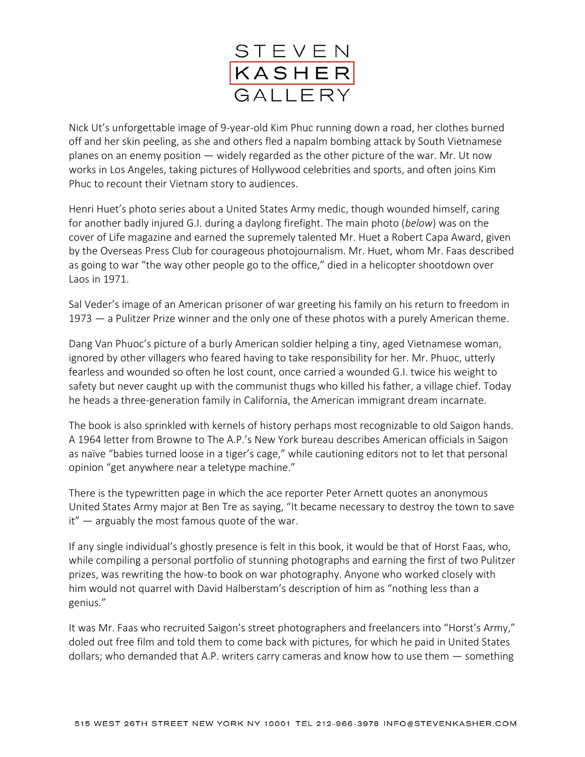Nick Ut's unforgettable image of 9-year-old Kim Phuc running down a road, her clothes burned off and her skin peeling, as she and others fled a napalm bombing attack by South Vietnamese planes on an enemy position — widely regarded as the other picture of the war. Mr. Ut now works in Los Angeles, taking pictures of Hollywood celebrities and sports, and often joins Kim Phuc to recount their Vietnam story to audiences.

Henri Huet's photo series about a United States Army medic, though wounded himself, caring for another badly injured G.I. during a daylong firefight. The main photo (*below*) was on the cover of Life magazine and earned the supremely talented Mr. Huet a Robert Capa Award, given by the Overseas Press Club for courageous photojournalism. Mr. Huet, whom Mr. Faas described as going to war "the way other people go to the office," died in a helicopter shootdown over Laos in 1971.

Sal Veder's image of an American prisoner of war greeting his family on his return to freedom in 1973 — a Pulitzer Prize winner and the only one of these photos with a purely American theme.

Dang Van Phuoc's picture of a burly American soldier helping a tiny, aged Vietnamese woman, ignored by other villagers who feared having to take responsibility for her. Mr. Phuoc, utterly fearless and wounded so often he lost count, once carried a wounded G.I. twice his weight to safety but never caught up with the communist thugs who killed his father, a village chief. Today he heads a three-generation family in California, the American immigrant dream incarnate.

The book is also sprinkled with kernels of history perhaps most recognizable to old Saigon hands. A 1964 letter from Browne to The A.P.'s New York bureau describes American officials in Saigon as naïve "babies turned loose in a tiger's cage," while cautioning editors not to let that personal opinion "get anywhere near a teletype machine."

There is the typewritten page in which the ace reporter Peter Arnett quotes an anonymous United States Army major at Ben Tre as saying, "It became necessary to destroy the town to save it" — arguably the most famous quote of the war.

If any single individual's ghostly presence is felt in this book, it would be that of Horst Faas, who, while compiling a personal portfolio of stunning photographs and earning the first of two Pulitzer prizes, was rewriting the how-to book on war photography. Anyone who worked closely with him would not quarrel with David Halberstam's description of him as "nothing less than a genius."

It was Mr. Faas who recruited Saigon's street photographers and freelancers into "Horst's Army," doled out free film and told them to come back with pictures, for which he paid in United States dollars; who demanded that A.P. writers carry cameras and know how to use them — something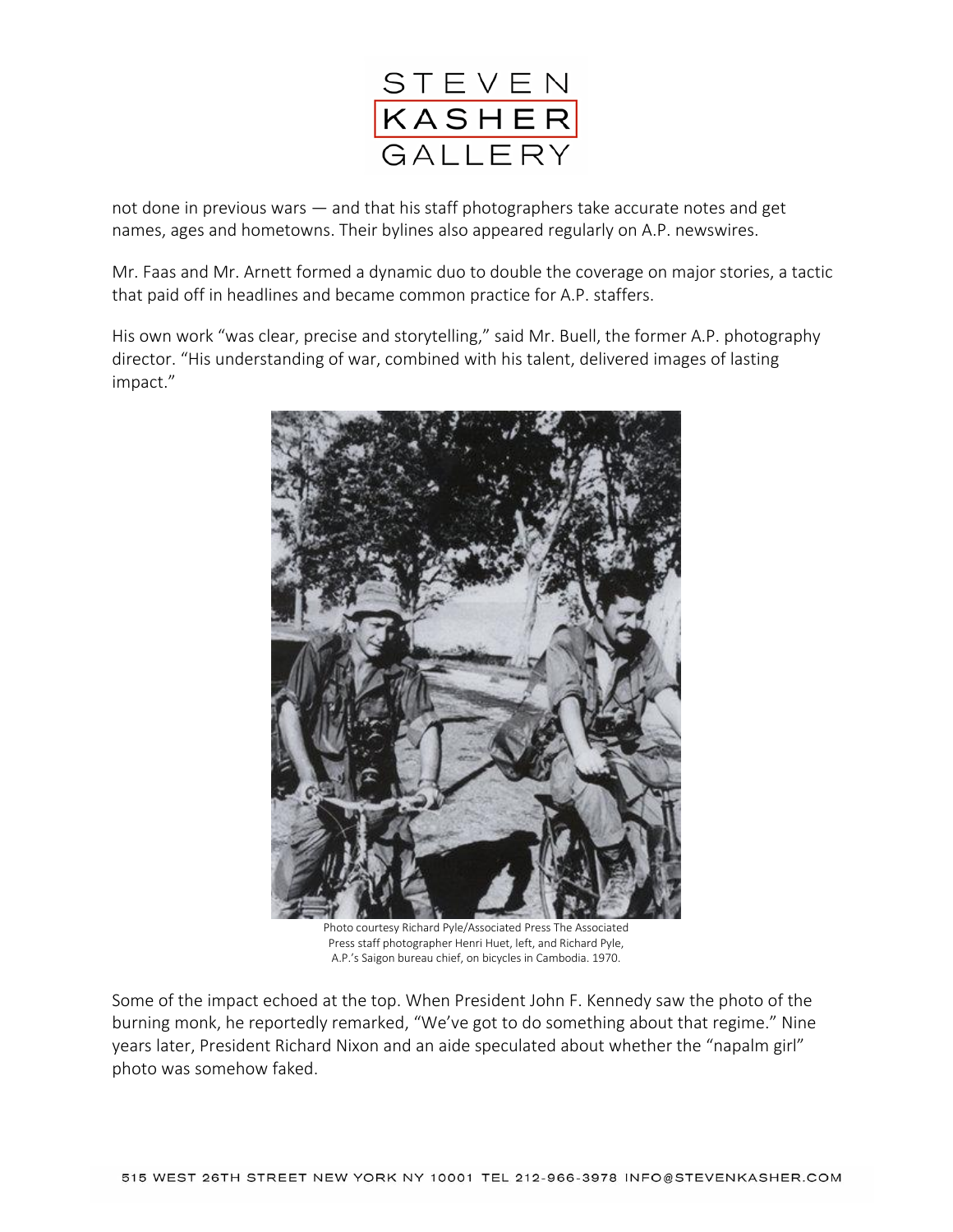not done in previous wars — and that his staff photographers take accurate notes and get names, ages and hometowns. Their bylines also appeared regularly on A.P. newswires.

Mr. Faas and Mr. Arnett formed a dynamic duo to double the coverage on major stories, a tactic that paid off in headlines and became common practice for A.P. staffers.

His own work "was clear, precise and storytelling," said Mr. Buell, the former A.P. photography director. "His understanding of war, combined with his talent, delivered images of lasting impact."

Photo courtesy Richard Pyle/Associated Press The Associated Press staff photographer Henri Huet, left, and Richard Pyle, A.P.'s Saigon bureau chief, on bicycles in Cambodia. 1970.

Some of the impact echoed at the top. When President John F. Kennedy saw the photo of the burning monk, he reportedly remarked, "We've got to do something about that regime." Nine years later, President Richard Nixon and an aide speculated about whether the "napalm girl" photo was somehow faked.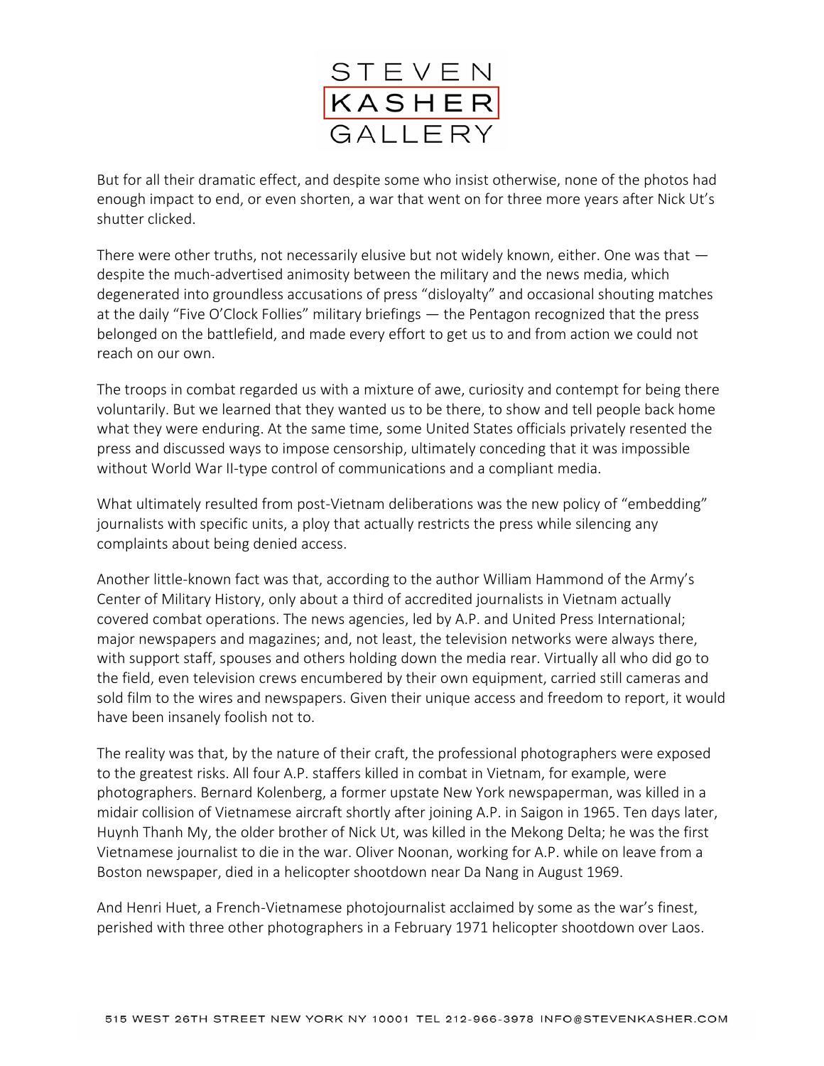But for all their dramatic effect, and despite some who insist otherwise, none of the photos had enough impact to end, or even shorten, a war that went on for three more years after Nick Ut's shutter clicked.

There were other truths, not necessarily elusive but not widely known, either. One was that — despite the much-advertised animosity between the military and the news media, which degenerated into groundless accusations of press "disloyalty" and occasional shouting matches at the daily "Five O'Clock Follies" military briefings — the Pentagon recognized that the press belonged on the battlefield, and made every effort to get us to and from action we could not reach on our own.

The troops in combat regarded us with a mixture of awe, curiosity and contempt for being there voluntarily. But we learned that they wanted us to be there, to show and tell people back home what they were enduring. At the same time, some United States officials privately resented the press and discussed ways to impose censorship, ultimately conceding that it was impossible without World War II-type control of communications and a compliant media.

What ultimately resulted from post-Vietnam deliberations was the new policy of "embedding" journalists with specific units, a ploy that actually restricts the press while silencing any complaints about being denied access.

Another little-known fact was that, according to the author William Hammond of the Army's Center of Military History, only about a third of accredited journalists in Vietnam actually covered combat operations. The news agencies, led by A.P. and United Press International; major newspapers and magazines; and, not least, the television networks were always there, with support staff, spouses and others holding down the media rear. Virtually all who did go to the field, even television crews encumbered by their own equipment, carried still cameras and sold film to the wires and newspapers. Given their unique access and freedom to report, it would have been insanely foolish not to.

The reality was that, by the nature of their craft, the professional photographers were exposed to the greatest risks. All four A.P. staffers killed in combat in Vietnam, for example, were photographers. Bernard Kolenberg, a former upstate New York newspaperman, was killed in a midair collision of Vietnamese aircraft shortly after joining A.P. in Saigon in 1965. Ten days later, Huynh Thanh My, the older brother of Nick Ut, was killed in the Mekong Delta; he was the first Vietnamese journalist to die in the war. Oliver Noonan, working for A.P. while on leave from a Boston newspaper, died in a helicopter shootdown near Da Nang in August 1969.

And Henri Huet, a French-Vietnamese photojournalist acclaimed by some as the war's finest, perished with three other photographers in a February 1971 helicopter shootdown over Laos.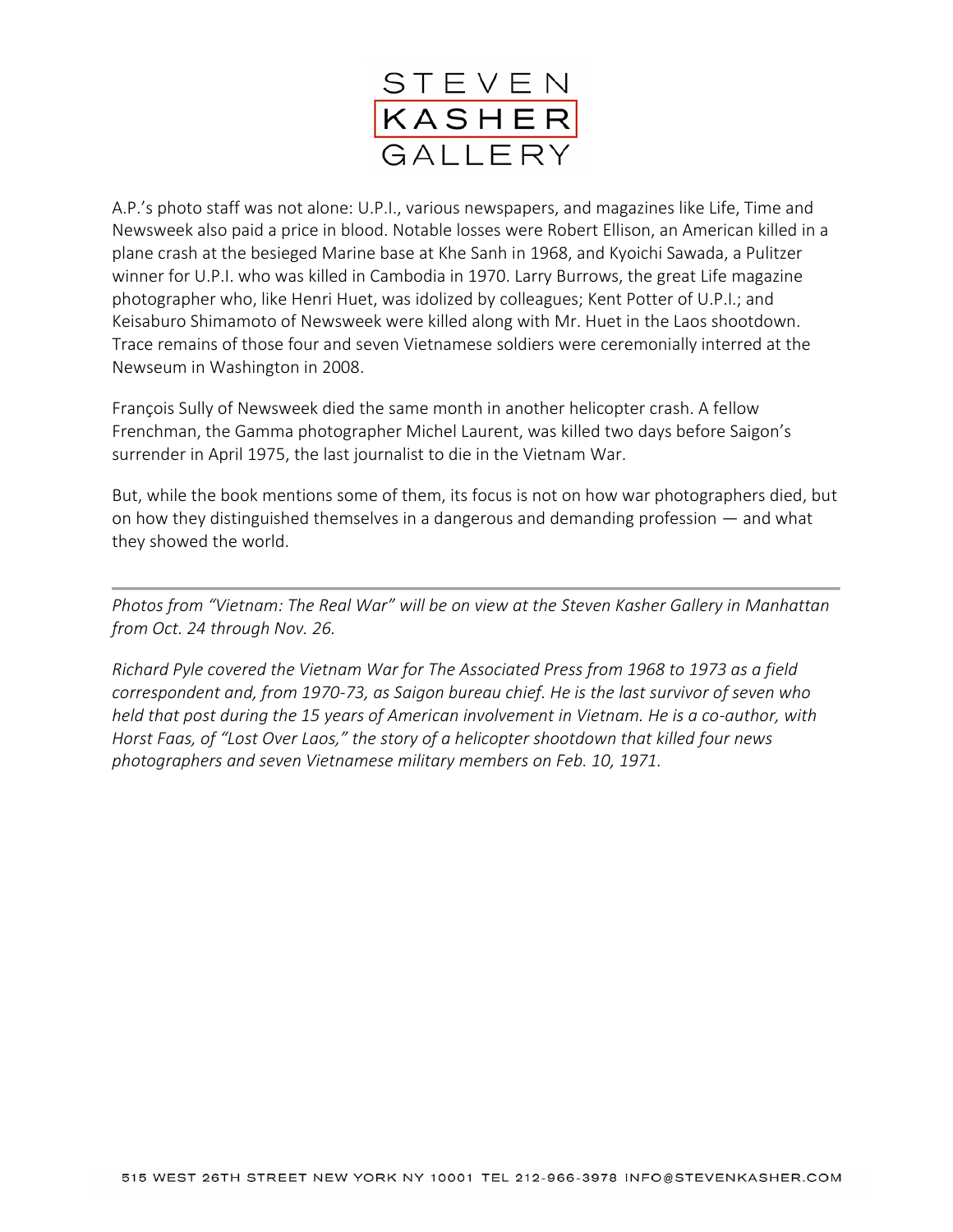A.P.'s photo staff was not alone: U.P.I., various newspapers, and magazines like Life, Time and Newsweek also paid a price in blood. Notable losses were Robert Ellison, an American killed in a plane crash at the besieged Marine base at Khe Sanh in 1968, and Kyoichi Sawada, a Pulitzer winner for U.P.I. who was killed in Cambodia in 1970. Larry Burrows, the great Life magazine photographer who, like Henri Huet, was idolized by colleagues; Kent Potter of U.P.I.; and Keisaburo Shimamoto of Newsweek were killed along with Mr. Huet in the Laos shootdown. Trace remains of those four and seven Vietnamese soldiers were ceremonially interred at the Newseum in Washington in 2008.

François Sully of Newsweek died the same month in another helicopter crash. A fellow Frenchman, the Gamma photographer Michel Laurent, was killed two days before Saigon's surrender in April 1975, the last journalist to die in the Vietnam War.

But, while the book mentions some of them, its focus is not on how war photographers died, but on how they distinguished themselves in a dangerous and demanding profession — and what they showed the world.

---

*Photos from "Vietnam: The Real War" will be on view at the Steven Kasher Gallery in Manhattan from Oct. 24 through Nov. 26.*

*Richard Pyle covered the Vietnam War for The Associated Press from 1968 to 1973 as a field correspondent and, from 1970-73, as Saigon bureau chief. He is the last survivor of seven who held that post during the 15 years of American involvement in Vietnam. He is a co-author, with Horst Faas, of "Lost Over Laos," the story of a helicopter shootdown that killed four news photographers and seven Vietnamese military members on Feb. 10, 1971.*